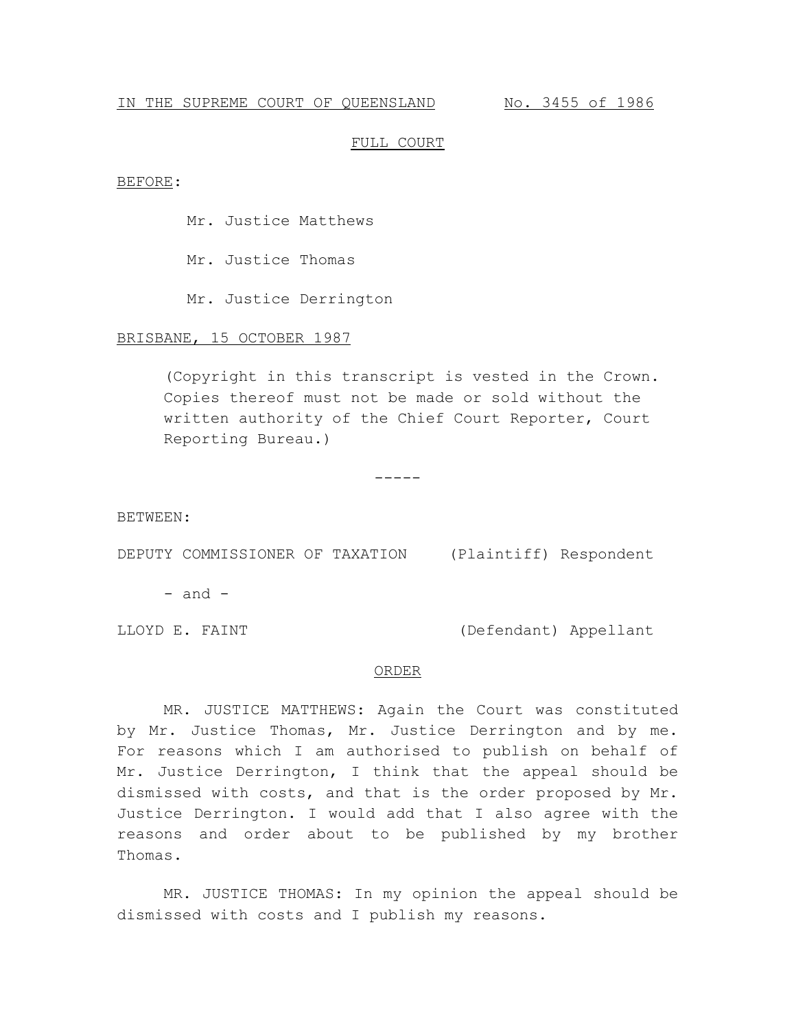IN THE SUPREME COURT OF QUEENSLAND No. 3455 of 1986

FULL COURT

BEFORE:

Mr. Justice Matthews

Mr. Justice Thomas

Mr. Justice Derrington

BRISBANE, 15 OCTOBER 1987

(Copyright in this transcript is vested in the Crown. Copies thereof must not be made or sold without the written authority of the Chief Court Reporter, Court Reporting Bureau.)

-----

BETWEEN:

DEPUTY COMMISSIONER OF TAXATION (Plaintiff) Respondent

- and -

LLOYD E. FAINT (Defendant) Appellant

ORDER

MR. JUSTICE MATTHEWS: Again the Court was constituted by Mr. Justice Thomas, Mr. Justice Derrington and by me. For reasons which I am authorised to publish on behalf of Mr. Justice Derrington, I think that the appeal should be dismissed with costs, and that is the order proposed by Mr. Justice Derrington. I would add that I also agree with the reasons and order about to be published by my brother Thomas.

MR. JUSTICE THOMAS: In my opinion the appeal should be dismissed with costs and I publish my reasons.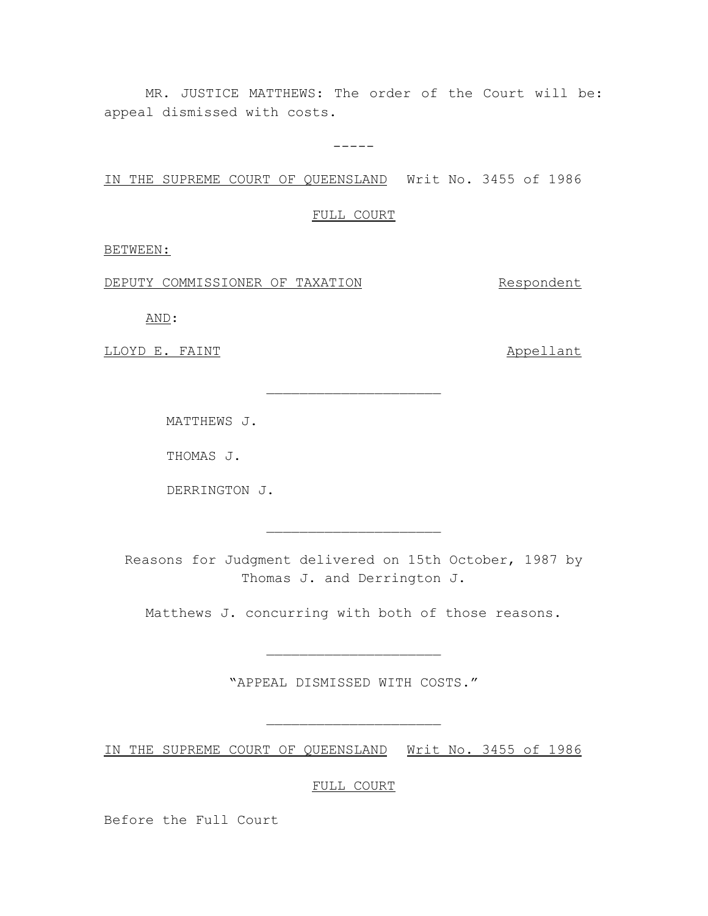MR. JUSTICE MATTHEWS: The order of the Court will be: appeal dismissed with costs.

-----

IN THE SUPREME COURT OF QUEENSLAND Writ No. 3455 of 1986

FULL COURT

BETWEEN:

DEPUTY COMMISSIONER OF TAXATION Respondent

AND:

LLOYD E. FAINT Appellant

---

MATTHEWS J.

THOMAS J.

DERRINGTON J.

---

Reasons for Judgment delivered on 15th October, 1987 by Thomas J. and Derrington J.

Matthews J. concurring with both of those reasons.

---

"APPEAL DISMISSED WITH COSTS."

---

IN THE SUPREME COURT OF QUEENSLAND Writ No. 3455 of 1986

FULL COURT

Before the Full Court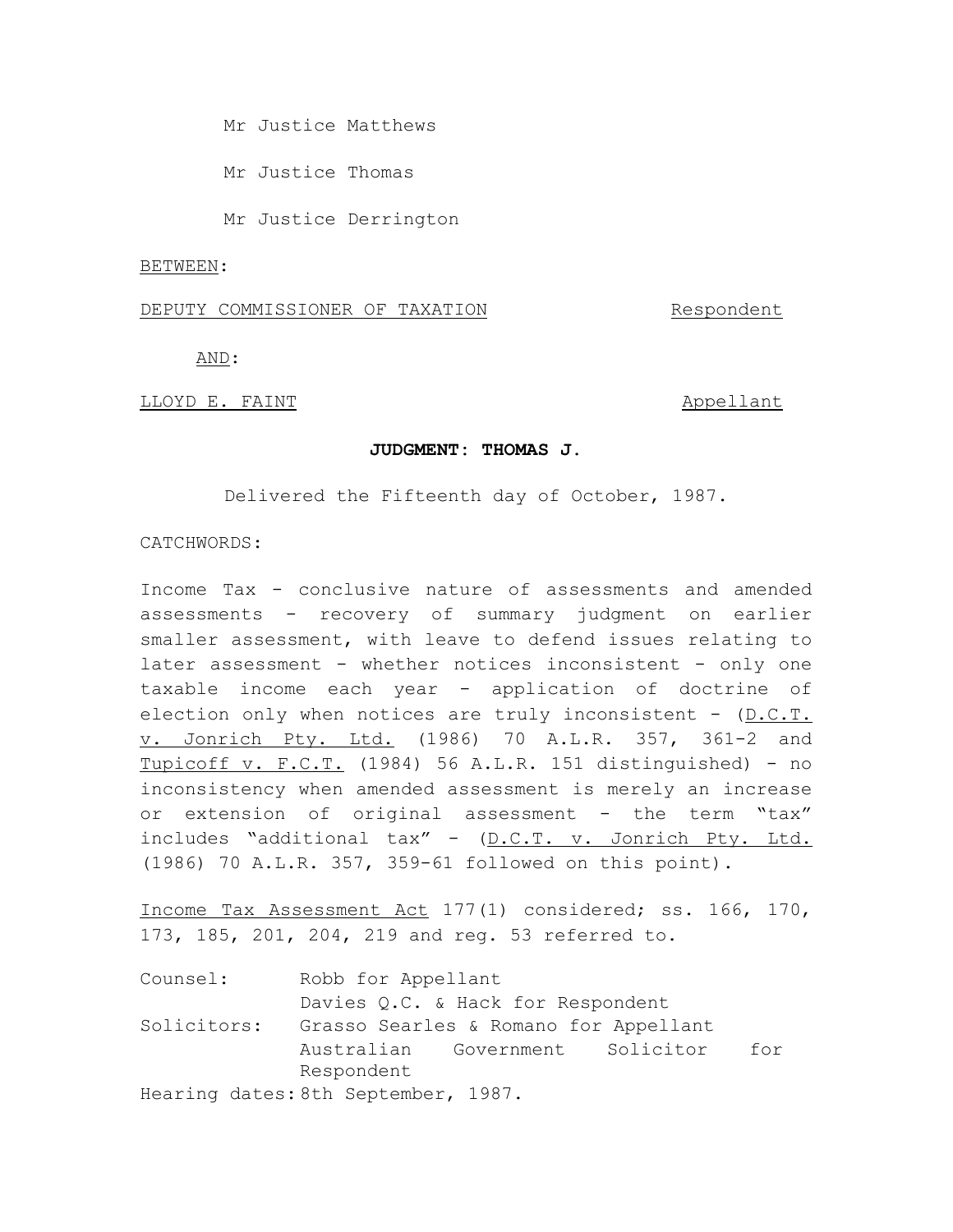Mr Justice Matthews

Mr Justice Thomas

Mr Justice Derrington

BETWEEN:

DEPUTY COMMISSIONER OF TAXATION Respondent

AND:

LLOYD E. FAINT Appellant

**JUDGMENT: THOMAS J.**

Delivered the Fifteenth day of October, 1987.

CATCHWORDS:

Income Tax - conclusive nature of assessments and amended assessments - recovery of summary judgment on earlier smaller assessment, with leave to defend issues relating to later assessment - whether notices inconsistent - only one taxable income each year - application of doctrine of election only when notices are truly inconsistent - (D.C.T. v. Jonrich Pty. Ltd. (1986) 70 A.L.R. 357, 361-2 and Tupicoff v. F.C.T. (1984) 56 A.L.R. 151 distinguished) - no inconsistency when amended assessment is merely an increase or extension of original assessment - the term "tax" includes "additional tax" - (D.C.T. v. Jonrich Pty. Ltd. (1986) 70 A.L.R. 357, 359-61 followed on this point).

Income Tax Assessment Act 177(1) considered; ss. 166, 170, 173, 185, 201, 204, 219 and reg. 53 referred to.

| | |
|---|---|
| Counsel: | Robb for Appellant |
| | Davies Q.C. & Hack for Respondent |
| Solicitors: | Grasso Searles & Romano for Appellant |
| | Australian Government Solicitor for Respondent |
| Hearing dates: | 8th September, 1987. |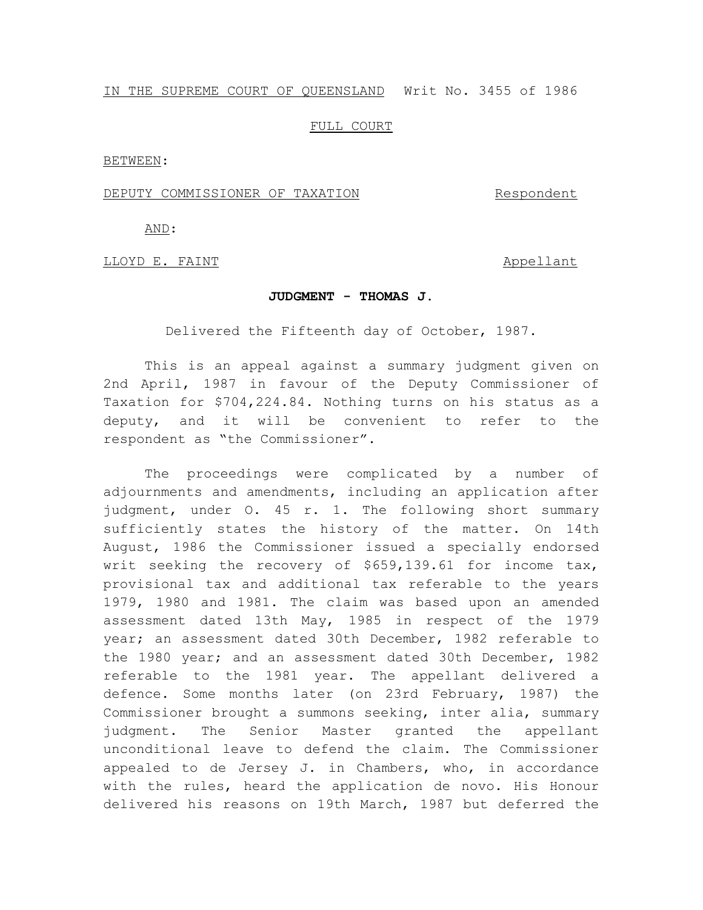IN THE SUPREME COURT OF QUEENSLAND Writ No. 3455 of 1986

FULL COURT

BETWEEN:

DEPUTY COMMISSIONER OF TAXATION Respondent

AND:

LLOYD E. FAINT Appellant

**JUDGMENT - THOMAS J.**

Delivered the Fifteenth day of October, 1987.

This is an appeal against a summary judgment given on 2nd April, 1987 in favour of the Deputy Commissioner of Taxation for $704,224.84. Nothing turns on his status as a deputy, and it will be convenient to refer to the respondent as "the Commissioner".

The proceedings were complicated by a number of adjournments and amendments, including an application after judgment, under O. 45 r. 1. The following short summary sufficiently states the history of the matter. On 14th August, 1986 the Commissioner issued a specially endorsed writ seeking the recovery of $659,139.61 for income tax, provisional tax and additional tax referable to the years 1979, 1980 and 1981. The claim was based upon an amended assessment dated 13th May, 1985 in respect of the 1979 year; an assessment dated 30th December, 1982 referable to the 1980 year; and an assessment dated 30th December, 1982 referable to the 1981 year. The appellant delivered a defence. Some months later (on 23rd February, 1987) the Commissioner brought a summons seeking, inter alia, summary judgment. The Senior Master granted the appellant unconditional leave to defend the claim. The Commissioner appealed to de Jersey J. in Chambers, who, in accordance with the rules, heard the application de novo. His Honour delivered his reasons on 19th March, 1987 but deferred the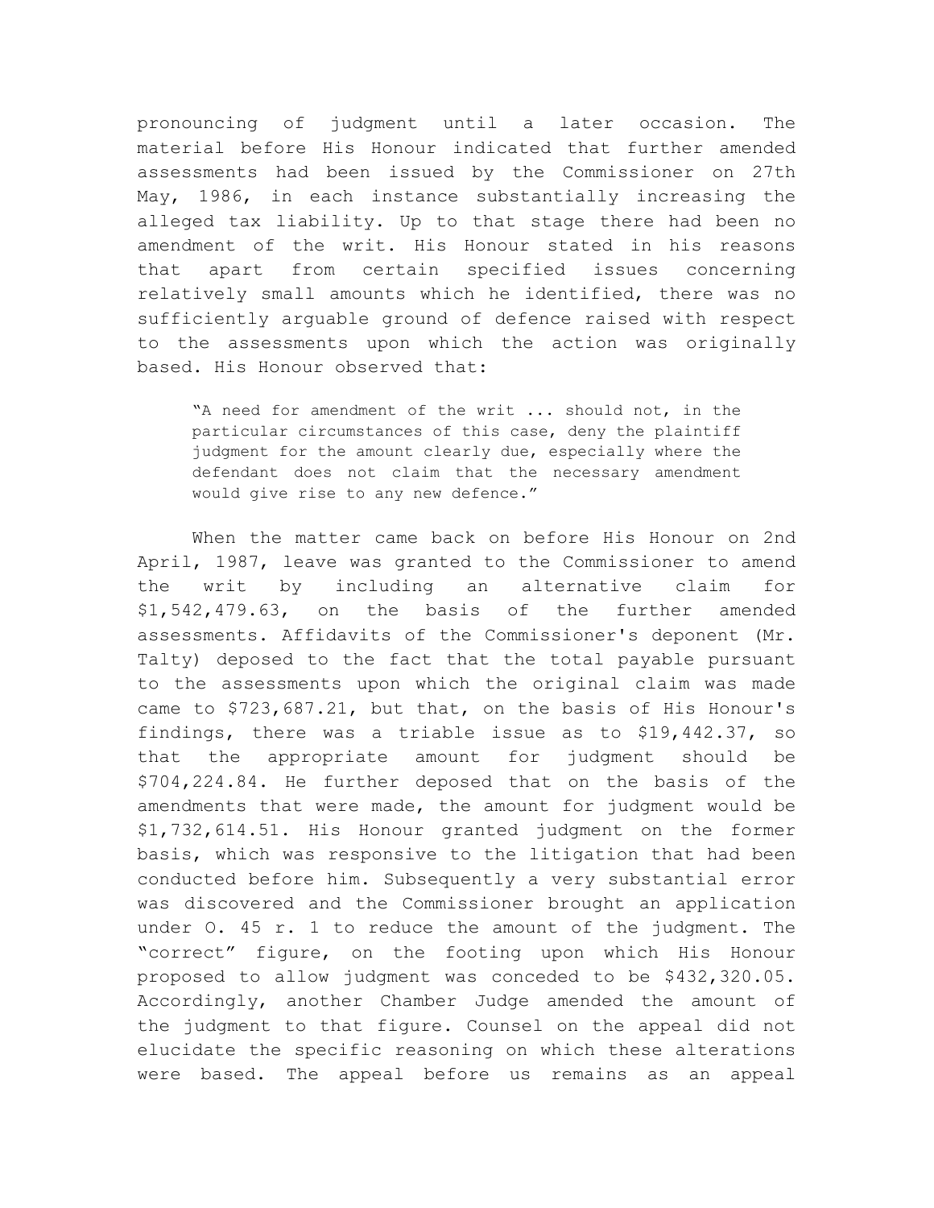pronouncing of judgment until a later occasion. The material before His Honour indicated that further amended assessments had been issued by the Commissioner on 27th May, 1986, in each instance substantially increasing the alleged tax liability. Up to that stage there had been no amendment of the writ. His Honour stated in his reasons that apart from certain specified issues concerning relatively small amounts which he identified, there was no sufficiently arguable ground of defence raised with respect to the assessments upon which the action was originally based. His Honour observed that:

> "A need for amendment of the writ ... should not, in the particular circumstances of this case, deny the plaintiff judgment for the amount clearly due, especially where the defendant does not claim that the necessary amendment would give rise to any new defence."

When the matter came back on before His Honour on 2nd April, 1987, leave was granted to the Commissioner to amend the writ by including an alternative claim for $1,542,479.63, on the basis of the further amended assessments. Affidavits of the Commissioner's deponent (Mr. Talty) deposed to the fact that the total payable pursuant to the assessments upon which the original claim was made came to $723,687.21, but that, on the basis of His Honour's findings, there was a triable issue as to $19,442.37, so that the appropriate amount for judgment should be $704,224.84. He further deposed that on the basis of the amendments that were made, the amount for judgment would be $1,732,614.51. His Honour granted judgment on the former basis, which was responsive to the litigation that had been conducted before him. Subsequently a very substantial error was discovered and the Commissioner brought an application under O. 45 r. 1 to reduce the amount of the judgment. The "correct" figure, on the footing upon which His Honour proposed to allow judgment was conceded to be $432,320.05. Accordingly, another Chamber Judge amended the amount of the judgment to that figure. Counsel on the appeal did not elucidate the specific reasoning on which these alterations were based. The appeal before us remains as an appeal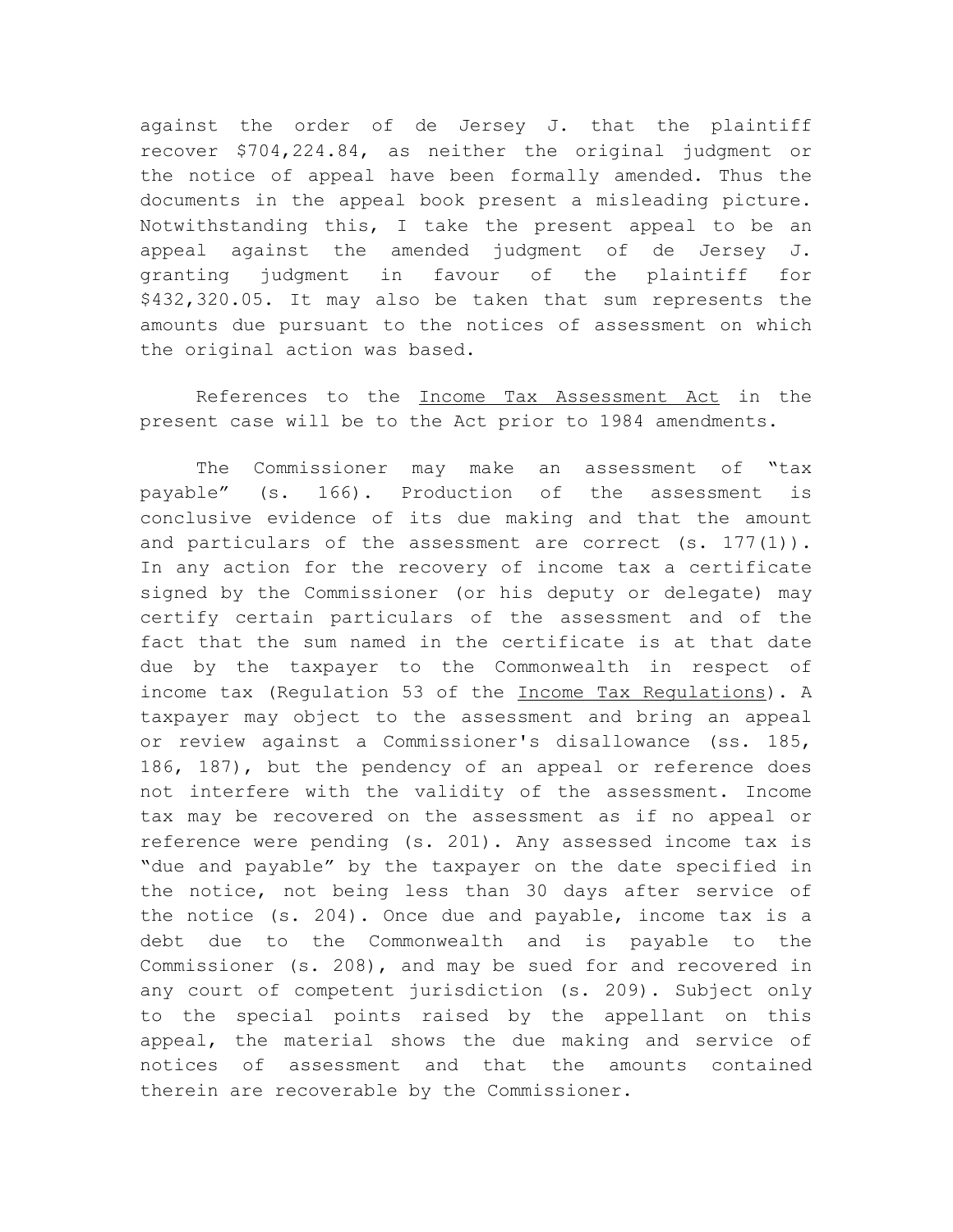against the order of de Jersey J. that the plaintiff recover $704,224.84, as neither the original judgment or the notice of appeal have been formally amended. Thus the documents in the appeal book present a misleading picture. Notwithstanding this, I take the present appeal to be an appeal against the amended judgment of de Jersey J. granting judgment in favour of the plaintiff for $432,320.05. It may also be taken that sum represents the amounts due pursuant to the notices of assessment on which the original action was based.

References to the Income Tax Assessment Act in the present case will be to the Act prior to 1984 amendments.

The Commissioner may make an assessment of "tax payable" (s. 166). Production of the assessment is conclusive evidence of its due making and that the amount and particulars of the assessment are correct (s. 177(1)). In any action for the recovery of income tax a certificate signed by the Commissioner (or his deputy or delegate) may certify certain particulars of the assessment and of the fact that the sum named in the certificate is at that date due by the taxpayer to the Commonwealth in respect of income tax (Regulation 53 of the Income Tax Regulations). A taxpayer may object to the assessment and bring an appeal or review against a Commissioner's disallowance (ss. 185, 186, 187), but the pendency of an appeal or reference does not interfere with the validity of the assessment. Income tax may be recovered on the assessment as if no appeal or reference were pending (s. 201). Any assessed income tax is "due and payable" by the taxpayer on the date specified in the notice, not being less than 30 days after service of the notice (s. 204). Once due and payable, income tax is a debt due to the Commonwealth and is payable to the Commissioner (s. 208), and may be sued for and recovered in any court of competent jurisdiction (s. 209). Subject only to the special points raised by the appellant on this appeal, the material shows the due making and service of notices of assessment and that the amounts contained therein are recoverable by the Commissioner.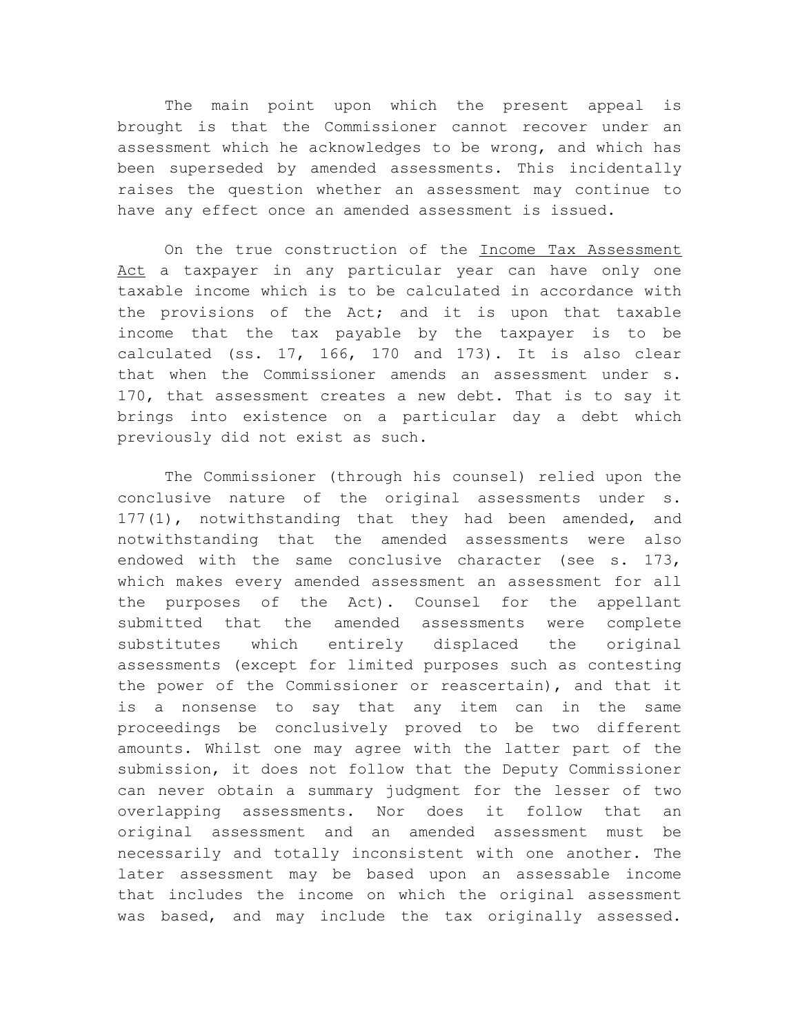The main point upon which the present appeal is brought is that the Commissioner cannot recover under an assessment which he acknowledges to be wrong, and which has been superseded by amended assessments. This incidentally raises the question whether an assessment may continue to have any effect once an amended assessment is issued.

On the true construction of the Income Tax Assessment Act a taxpayer in any particular year can have only one taxable income which is to be calculated in accordance with the provisions of the Act; and it is upon that taxable income that the tax payable by the taxpayer is to be calculated (ss. 17, 166, 170 and 173). It is also clear that when the Commissioner amends an assessment under s. 170, that assessment creates a new debt. That is to say it brings into existence on a particular day a debt which previously did not exist as such.

The Commissioner (through his counsel) relied upon the conclusive nature of the original assessments under s. 177(1), notwithstanding that they had been amended, and notwithstanding that the amended assessments were also endowed with the same conclusive character (see s. 173, which makes every amended assessment an assessment for all the purposes of the Act). Counsel for the appellant submitted that the amended assessments were complete substitutes which entirely displaced the original assessments (except for limited purposes such as contesting the power of the Commissioner or reascertain), and that it is a nonsense to say that any item can in the same proceedings be conclusively proved to be two different amounts. Whilst one may agree with the latter part of the submission, it does not follow that the Deputy Commissioner can never obtain a summary judgment for the lesser of two overlapping assessments. Nor does it follow that an original assessment and an amended assessment must be necessarily and totally inconsistent with one another. The later assessment may be based upon an assessable income that includes the income on which the original assessment was based, and may include the tax originally assessed.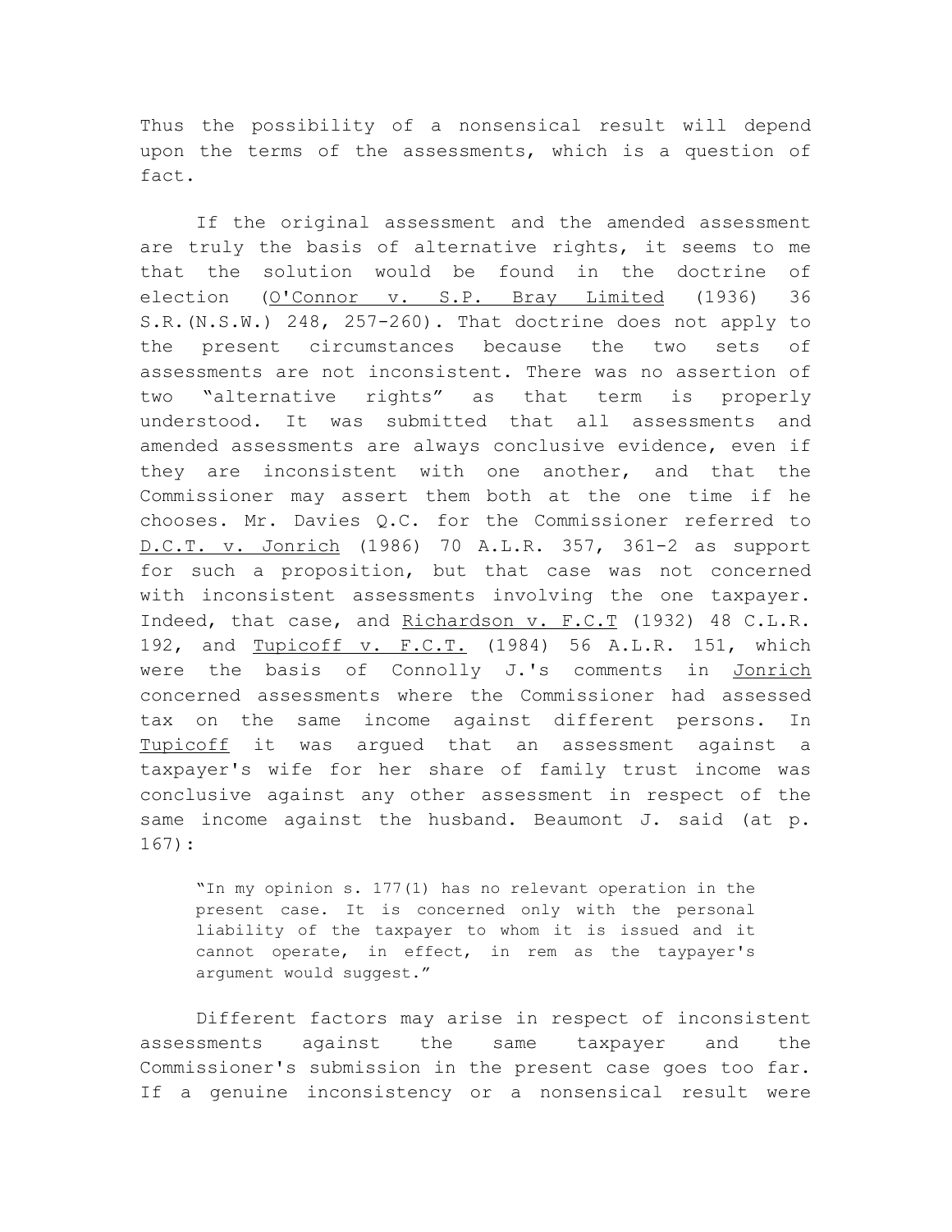Thus the possibility of a nonsensical result will depend upon the terms of the assessments, which is a question of fact.

If the original assessment and the amended assessment are truly the basis of alternative rights, it seems to me that the solution would be found in the doctrine of election (O'Connor v. S.P. Bray Limited (1936) 36 S.R.(N.S.W.) 248, 257-260). That doctrine does not apply to the present circumstances because the two sets of assessments are not inconsistent. There was no assertion of two "alternative rights" as that term is properly understood. It was submitted that all assessments and amended assessments are always conclusive evidence, even if they are inconsistent with one another, and that the Commissioner may assert them both at the one time if he chooses. Mr. Davies Q.C. for the Commissioner referred to D.C.T. v. Jonrich (1986) 70 A.L.R. 357, 361-2 as support for such a proposition, but that case was not concerned with inconsistent assessments involving the one taxpayer. Indeed, that case, and Richardson v. F.C.T (1932) 48 C.L.R. 192, and Tupicoff v. F.C.T. (1984) 56 A.L.R. 151, which were the basis of Connolly J.'s comments in Jonrich concerned assessments where the Commissioner had assessed tax on the same income against different persons. In Tupicoff it was argued that an assessment against a taxpayer's wife for her share of family trust income was conclusive against any other assessment in respect of the same income against the husband. Beaumont J. said (at p. 167):

> "In my opinion s. 177(1) has no relevant operation in the present case. It is concerned only with the personal liability of the taxpayer to whom it is issued and it cannot operate, in effect, in rem as the taypayer's argument would suggest."

Different factors may arise in respect of inconsistent assessments against the same taxpayer and the Commissioner's submission in the present case goes too far. If a genuine inconsistency or a nonsensical result were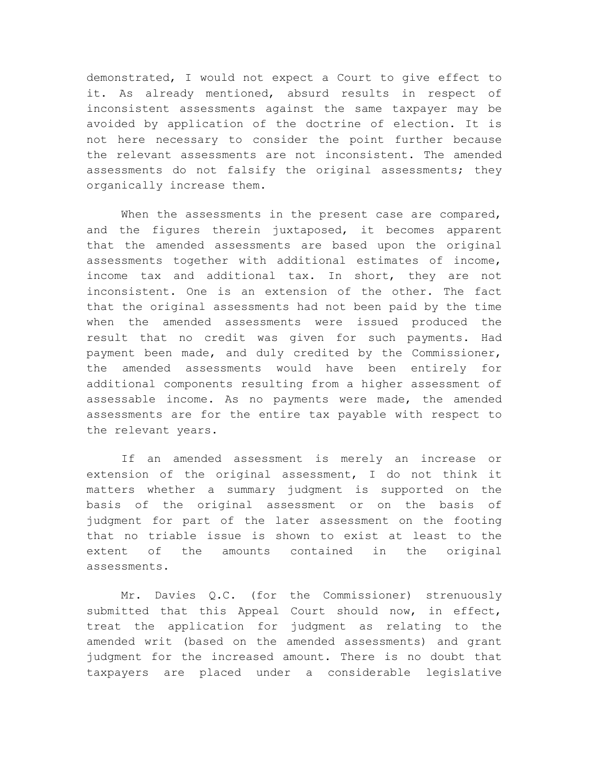demonstrated, I would not expect a Court to give effect to it. As already mentioned, absurd results in respect of inconsistent assessments against the same taxpayer may be avoided by application of the doctrine of election. It is not here necessary to consider the point further because the relevant assessments are not inconsistent. The amended assessments do not falsify the original assessments; they organically increase them.

When the assessments in the present case are compared, and the figures therein juxtaposed, it becomes apparent that the amended assessments are based upon the original assessments together with additional estimates of income, income tax and additional tax. In short, they are not inconsistent. One is an extension of the other. The fact that the original assessments had not been paid by the time when the amended assessments were issued produced the result that no credit was given for such payments. Had payment been made, and duly credited by the Commissioner, the amended assessments would have been entirely for additional components resulting from a higher assessment of assessable income. As no payments were made, the amended assessments are for the entire tax payable with respect to the relevant years.

If an amended assessment is merely an increase or extension of the original assessment, I do not think it matters whether a summary judgment is supported on the basis of the original assessment or on the basis of judgment for part of the later assessment on the footing that no triable issue is shown to exist at least to the extent of the amounts contained in the original assessments.

Mr. Davies Q.C. (for the Commissioner) strenuously submitted that this Appeal Court should now, in effect, treat the application for judgment as relating to the amended writ (based on the amended assessments) and grant judgment for the increased amount. There is no doubt that taxpayers are placed under a considerable legislative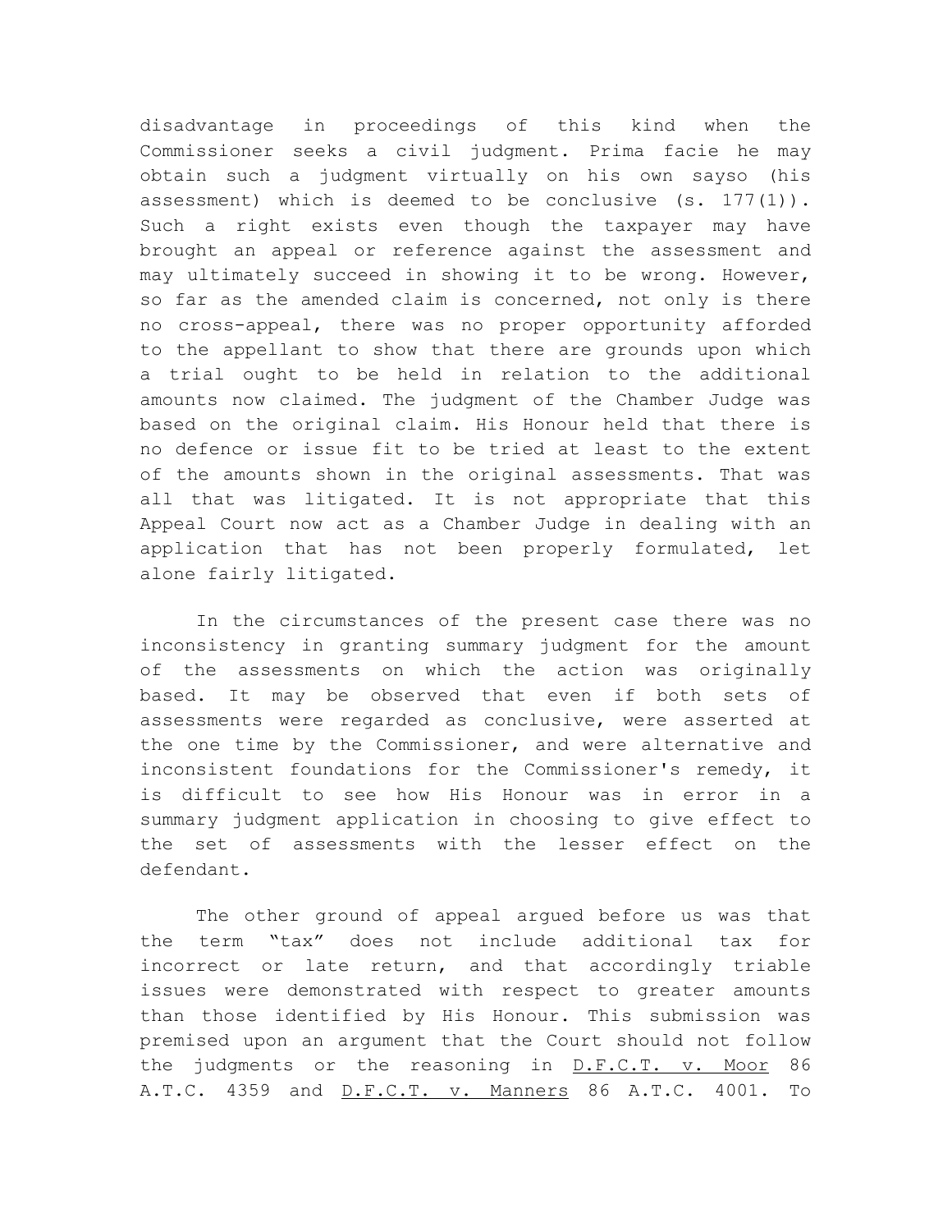disadvantage in proceedings of this kind when the Commissioner seeks a civil judgment. Prima facie he may obtain such a judgment virtually on his own sayso (his assessment) which is deemed to be conclusive (s. 177(1)). Such a right exists even though the taxpayer may have brought an appeal or reference against the assessment and may ultimately succeed in showing it to be wrong. However, so far as the amended claim is concerned, not only is there no cross-appeal, there was no proper opportunity afforded to the appellant to show that there are grounds upon which a trial ought to be held in relation to the additional amounts now claimed. The judgment of the Chamber Judge was based on the original claim. His Honour held that there is no defence or issue fit to be tried at least to the extent of the amounts shown in the original assessments. That was all that was litigated. It is not appropriate that this Appeal Court now act as a Chamber Judge in dealing with an application that has not been properly formulated, let alone fairly litigated.

In the circumstances of the present case there was no inconsistency in granting summary judgment for the amount of the assessments on which the action was originally based. It may be observed that even if both sets of assessments were regarded as conclusive, were asserted at the one time by the Commissioner, and were alternative and inconsistent foundations for the Commissioner's remedy, it is difficult to see how His Honour was in error in a summary judgment application in choosing to give effect to the set of assessments with the lesser effect on the defendant.

The other ground of appeal argued before us was that the term "tax" does not include additional tax for incorrect or late return, and that accordingly triable issues were demonstrated with respect to greater amounts than those identified by His Honour. This submission was premised upon an argument that the Court should not follow the judgments or the reasoning in D.F.C.T. v. Moor 86 A.T.C. 4359 and D.F.C.T. v. Manners 86 A.T.C. 4001. To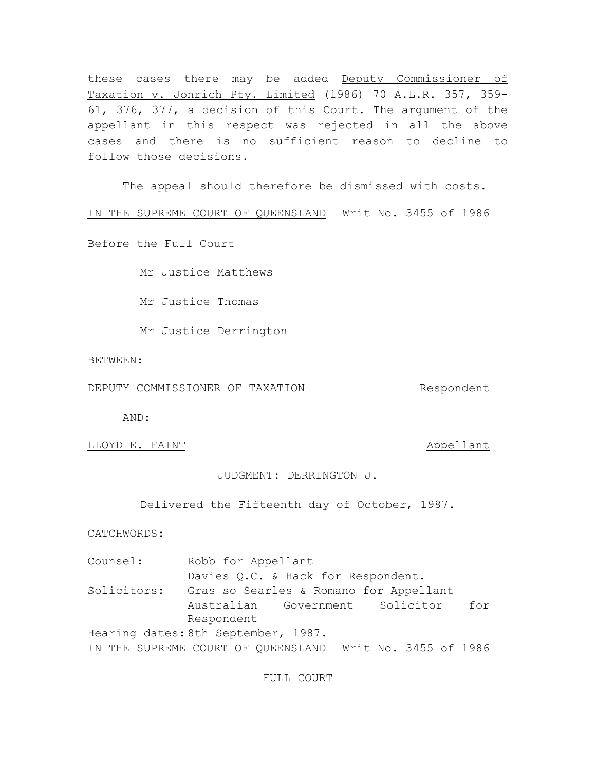these cases there may be added Deputy Commissioner of Taxation v. Jonrich Pty. Limited (1986) 70 A.L.R. 357, 359-61, 376, 377, a decision of this Court. The argument of the appellant in this respect was rejected in all the above cases and there is no sufficient reason to decline to follow those decisions.

The appeal should therefore be dismissed with costs.

IN THE SUPREME COURT OF QUEENSLAND Writ No. 3455 of 1986

Before the Full Court

Mr Justice Matthews

Mr Justice Thomas

Mr Justice Derrington

BETWEEN:

DEPUTY COMMISSIONER OF TAXATION Respondent

AND:

LLOYD E. FAINT Appellant

JUDGMENT: DERRINGTON J.

Delivered the Fifteenth day of October, 1987.

CATCHWORDS:

Counsel: Robb for Appellant
Davies Q.C. & Hack for Respondent.

Solicitors: Gras so Searles & Romano for Appellant
Australian Government Solicitor for Respondent

Hearing dates: 8th September, 1987.

IN THE SUPREME COURT OF QUEENSLAND Writ No. 3455 of 1986

FULL COURT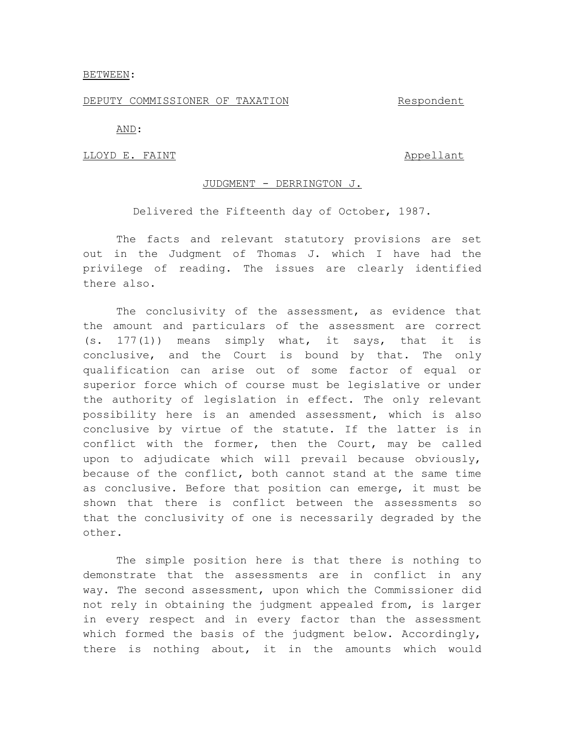<u>BETWEEN</u>:

<u>DEPUTY COMMISSIONER OF TAXATION</u> <u>Respondent</u>

<u>AND</u>:

<u>LLOYD E. FAINT</u> <u>Appellant</u>

<u>JUDGMENT - DERRINGTON J.</u>

Delivered the Fifteenth day of October, 1987.

The facts and relevant statutory provisions are set out in the Judgment of Thomas J. which I have had the privilege of reading. The issues are clearly identified there also.

The conclusivity of the assessment, as evidence that the amount and particulars of the assessment are correct (s. 177(1)) means simply what, it says, that it is conclusive, and the Court is bound by that. The only qualification can arise out of some factor of equal or superior force which of course must be legislative or under the authority of legislation in effect. The only relevant possibility here is an amended assessment, which is also conclusive by virtue of the statute. If the latter is in conflict with the former, then the Court, may be called upon to adjudicate which will prevail because obviously, because of the conflict, both cannot stand at the same time as conclusive. Before that position can emerge, it must be shown that there is conflict between the assessments so that the conclusivity of one is necessarily degraded by the other.

The simple position here is that there is nothing to demonstrate that the assessments are in conflict in any way. The second assessment, upon which the Commissioner did not rely in obtaining the judgment appealed from, is larger in every respect and in every factor than the assessment which formed the basis of the judgment below. Accordingly, there is nothing about, it in the amounts which would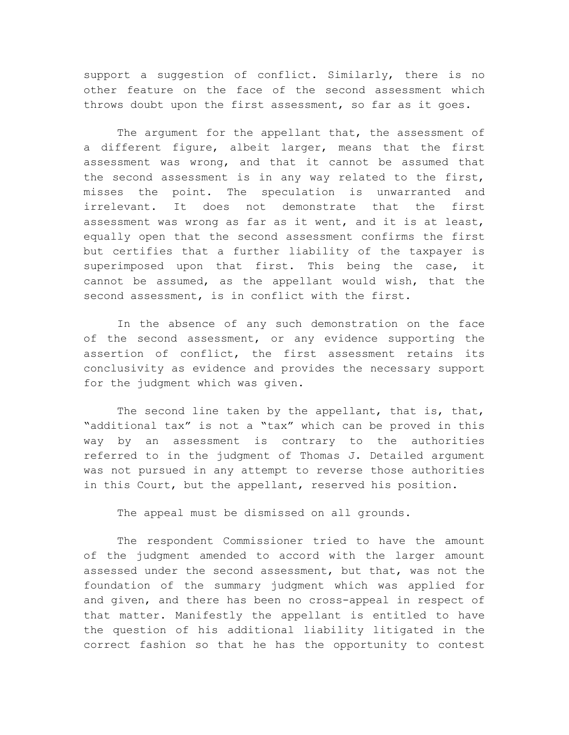support a suggestion of conflict. Similarly, there is no other feature on the face of the second assessment which throws doubt upon the first assessment, so far as it goes.

The argument for the appellant that, the assessment of a different figure, albeit larger, means that the first assessment was wrong, and that it cannot be assumed that the second assessment is in any way related to the first, misses the point. The speculation is unwarranted and irrelevant. It does not demonstrate that the first assessment was wrong as far as it went, and it is at least, equally open that the second assessment confirms the first but certifies that a further liability of the taxpayer is superimposed upon that first. This being the case, it cannot be assumed, as the appellant would wish, that the second assessment, is in conflict with the first.

In the absence of any such demonstration on the face of the second assessment, or any evidence supporting the assertion of conflict, the first assessment retains its conclusivity as evidence and provides the necessary support for the judgment which was given.

The second line taken by the appellant, that is, that, "additional tax" is not a "tax" which can be proved in this way by an assessment is contrary to the authorities referred to in the judgment of Thomas J. Detailed argument was not pursued in any attempt to reverse those authorities in this Court, but the appellant, reserved his position.

The appeal must be dismissed on all grounds.

The respondent Commissioner tried to have the amount of the judgment amended to accord with the larger amount assessed under the second assessment, but that, was not the foundation of the summary judgment which was applied for and given, and there has been no cross-appeal in respect of that matter. Manifestly the appellant is entitled to have the question of his additional liability litigated in the correct fashion so that he has the opportunity to contest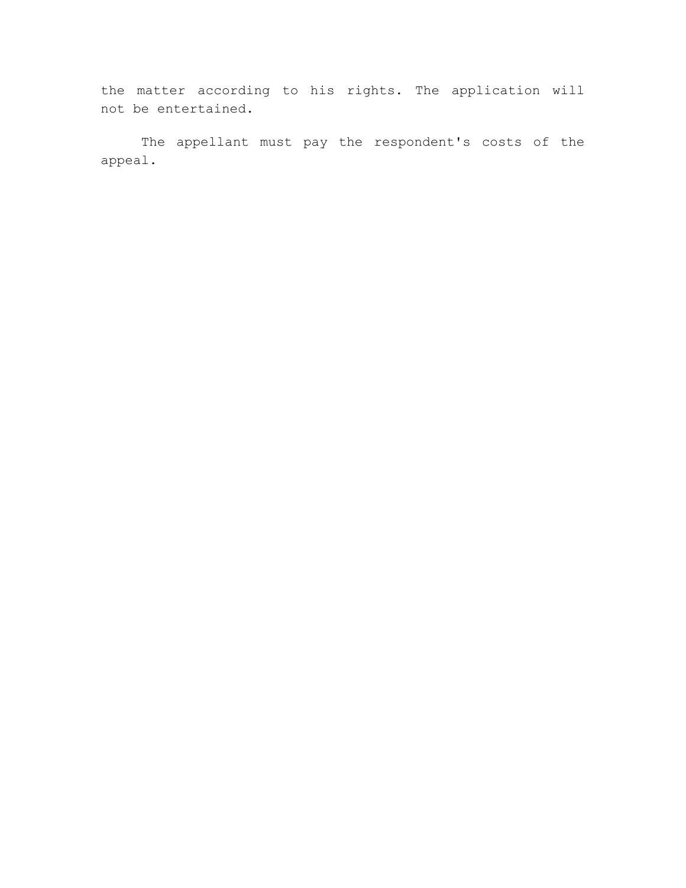the matter according to his rights. The application will not be entertained.

The appellant must pay the respondent's costs of the appeal.